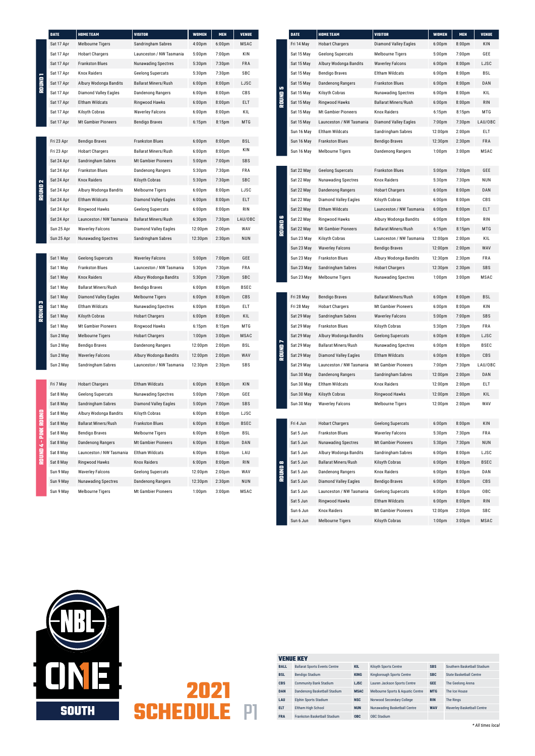# NBL1 SOUTH 2021 SCHEDULE P1

## ROUND 1

| DATE | HOME TEAM | VISITOR | WOMEN | MEN | VENUE |
|---|---|---|---|---|---|
| Sat 17 Apr | Melbourne Tigers | Sandringham Sabres | 4:00pm | 6:00pm | MSAC |
| Sat 17 Apr | Hobart Chargers | Launceston / NW Tasmania | 5:00pm | 7:00pm | KIN |
| Sat 17 Apr | Frankston Blues | Nunawading Spectres | 5:30pm | 7:30pm | FRA |
| Sat 17 Apr | Knox Raiders | Geelong Supercats | 5:30pm | 7:30pm | SBC |
| Sat 17 Apr | Albury Wodonga Bandits | Ballarat Miners/Rush | 6:00pm | 8:00pm | LJSC |
| Sat 17 Apr | Diamond Valley Eagles | Dandenong Rangers | 6:00pm | 8:00pm | CBS |
| Sat 17 Apr | Eltham Wildcats | Ringwood Hawks | 6:00pm | 8:00pm | ELT |
| Sat 17 Apr | Kilsyth Cobras | Waverley Falcons | 6:00pm | 8:00pm | KIL |
| Sat 17 Apr | Mt Gambier Pioneers | Bendigo Braves | 6:15pm | 8:15pm | MTG |

## ROUND 2

| DATE | HOME TEAM | VISITOR | WOMEN | MEN | VENUE |
|---|---|---|---|---|---|
| Fri 23 Apr | Bendigo Braves | Frankston Blues | 6:00pm | 8:00pm | BSL |
| Fri 23 Apr | Hobart Chargers | Ballarat Miners/Rush | 6:00pm | 8:00pm | KIN |
| Sat 24 Apr | Sandringham Sabres | Mt Gambier Pioneers | 5:00pm | 7:00pm | SBS |
| Sat 24 Apr | Frankston Blues | Dandenong Rangers | 5:30pm | 7:30pm | FRA |
| Sat 24 Apr | Knox Raiders | Kilsyth Cobras | 5:30pm | 7:30pm | SBC |
| Sat 24 Apr | Albury Wodonga Bandits | Melbourne Tigers | 6:00pm | 8:00pm | LJSC |
| Sat 24 Apr | Eltham Wildcats | Diamond Valley Eagles | 6:00pm | 8:00pm | ELT |
| Sat 24 Apr | Ringwood Hawks | Geelong Supercats | 6:00pm | 8:00pm | RIN |
| Sat 24 Apr | Launceston / NW Tasmania | Ballarat Miners/Rush | 6:30pm | 7:30pm | LAU/OBC |
| Sun 25 Apr | Waverley Falcons | Diamond Valley Eagles | 12:00pm | 2:00pm | WAV |
| Sun 25 Apr | Nunawading Spectres | Sandringham Sabres | 12:30pm | 2:30pm | NUN |

## ROUND 3

| DATE | HOME TEAM | VISITOR | WOMEN | MEN | VENUE |
|---|---|---|---|---|---|
| Sat 1 May | Geelong Supercats | Waverley Falcons | 5:00pm | 7:00pm | GEE |
| Sat 1 May | Frankston Blues | Launceston / NW Tasmania | 5:30pm | 7:30pm | FRA |
| Sat 1 May | Knox Raiders | Albury Wodonga Bandits | 5:30pm | 7:30pm | SBC |
| Sat 1 May | Ballarat Miners/Rush | Bendigo Braves | 6:00pm | 8:00pm | BSEC |
| Sat 1 May | Diamond Valley Eagles | Melbourne Tigers | 6:00pm | 8:00pm | CBS |
| Sat 1 May | Eltham Wildcats | Nunawading Spectres | 6:00pm | 8:00pm | ELT |
| Sat 1 May | Kilsyth Cobras | Hobart Chargers | 6:00pm | 8:00pm | KIL |
| Sat 1 May | Mt Gambier Pioneers | Ringwood Hawks | 6:15pm | 8:15pm | MTG |
| Sun 2 May | Melbourne Tigers | Hobart Chargers | 1:00pm | 3:00pm | MSAC |
| Sun 2 May | Bendigo Braves | Dandenong Rangers | 12:00pm | 2:00pm | BSL |
| Sun 2 May | Waverley Falcons | Albury Wodonga Bandits | 12:00pm | 2:00pm | WAV |
| Sun 2 May | Sandringham Sabres | Launceston / NW Tasmania | 12:30pm | 2:30pm | SBS |

## ROUND 4 - PINK ROUND

| DATE | HOME TEAM | VISITOR | WOMEN | MEN | VENUE |
|---|---|---|---|---|---|
| Fri 7 May | Hobart Chargers | Eltham Wildcats | 6:00pm | 8:00pm | KIN |
| Sat 8 May | Geelong Supercats | Nunawading Spectres | 5:00pm | 7:00pm | GEE |
| Sat 8 May | Sandringham Sabres | Diamond Valley Eagles | 5:00pm | 7:00pm | SBS |
| Sat 8 May | Albury Wodonga Bandits | Kilsyth Cobras | 6:00pm | 8:00pm | LJSC |
| Sat 8 May | Ballarat Miners/Rush | Frankston Blues | 6:00pm | 8:00pm | BSEC |
| Sat 8 May | Bendigo Braves | Melbourne Tigers | 6:00pm | 8:00pm | BSL |
| Sat 8 May | Dandenong Rangers | Mt Gambier Pioneers | 6:00pm | 8:00pm | DAN |
| Sat 8 May | Launceston / NW Tasmania | Eltham Wildcats | 6:00pm | 8:00pm | LAU |
| Sat 8 May | Ringwood Hawks | Knox Raiders | 6:00pm | 8:00pm | RIN |
| Sun 9 May | Waverley Falcons | Geelong Supercats | 12:00pm | 2:00pm | WAV |
| Sun 9 May | Nunawading Spectres | Dandenong Rangers | 12:30pm | 2:30pm | NUN |
| Sun 9 May | Melbourne Tigers | Mt Gambier Pioneers | 1:00pm | 3:00pm | MSAC |

## ROUND 5

| DATE | HOME TEAM | VISITOR | WOMEN | MEN | VENUE |
|---|---|---|---|---|---|
| Fri 14 May | Hobart Chargers | Diamond Valley Eagles | 6:00pm | 8:00pm | KIN |
| Sat 15 May | Geelong Supercats | Melbourne Tigers | 5:00pm | 7:00pm | GEE |
| Sat 15 May | Albury Wodonga Bandits | Waverley Falcons | 6:00pm | 8:00pm | LJSC |
| Sat 15 May | Bendigo Braves | Eltham Wildcats | 6:00pm | 8:00pm | BSL |
| Sat 15 May | Dandenong Rangers | Frankston Blues | 6:00pm | 8:00pm | DAN |
| Sat 15 May | Kilsyth Cobras | Nunawading Spectres | 6:00pm | 8:00pm | KIL |
| Sat 15 May | Ringwood Hawks | Ballarat Miners/Rush | 6:00pm | 8:00pm | RIN |
| Sat 15 May | Mt Gambier Pioneers | Knox Raiders | 6:15pm | 8:15pm | MTG |
| Sat 15 May | Launceston / NW Tasmania | Diamond Valley Eagles | 7:00pm | 7:30pm | LAU/OBC |
| Sun 16 May | Eltham Wildcats | Sandringham Sabres | 12:00pm | 2:00pm | ELT |
| Sun 16 May | Frankston Blues | Bendigo Braves | 12:30pm | 2:30pm | FRA |
| Sun 16 May | Melbourne Tigers | Dandenong Rangers | 1:00pm | 3:00pm | MSAC |

## ROUND 6

| DATE | HOME TEAM | VISITOR | WOMEN | MEN | VENUE |
|---|---|---|---|---|---|
| Sat 22 May | Geelong Supercats | Frankston Blues | 5:00pm | 7:00pm | GEE |
| Sat 22 May | Nunawading Spectres | Knox Raiders | 5:30pm | 7:30pm | NUN |
| Sat 22 May | Dandenong Rangers | Hobart Chargers | 6:00pm | 8:00pm | DAN |
| Sat 22 May | Diamond Valley Eagles | Kilsyth Cobras | 6:00pm | 8:00pm | CBS |
| Sat 22 May | Eltham Wildcats | Launceston / NW Tasmania | 6:00pm | 8:00pm | ELT |
| Sat 22 May | Ringwood Hawks | Albury Wodonga Bandits | 6:00pm | 8:00pm | RIN |
| Sat 22 May | Mt Gambier Pioneers | Ballarat Miners/Rush | 6:15pm | 8:15pm | MTG |
| Sun 23 May | Kilsyth Cobras | Launceston / NW Tasmania | 12:00pm | 2:00pm | KIL |
| Sun 23 May | Waverley Falcons | Bendigo Braves | 12:00pm | 2:00pm | WAV |
| Sun 23 May | Frankston Blues | Albury Wodonga Bandits | 12:30pm | 2:30pm | FRA |
| Sun 23 May | Sandringham Sabres | Hobart Chargers | 12:30pm | 2:30pm | SBS |
| Sun 23 May | Melbourne Tigers | Nunawading Spectres | 1:00pm | 3:00pm | MSAC |

## ROUND 7

| DATE | HOME TEAM | VISITOR | WOMEN | MEN | VENUE |
|---|---|---|---|---|---|
| Fri 28 May | Bendigo Braves | Ballarat Miners/Rush | 6:00pm | 8:00pm | BSL |
| Fri 28 May | Hobart Chargers | Mt Gambier Pioneers | 6:00pm | 8:00pm | KIN |
| Sat 29 May | Sandringham Sabres | Waverley Falcons | 5:00pm | 7:00pm | SBS |
| Sat 29 May | Frankston Blues | Kilsyth Cobras | 5:30pm | 7:30pm | FRA |
| Sat 29 May | Albury Wodonga Bandits | Geelong Supercats | 6:00pm | 8:00pm | LJSC |
| Sat 29 May | Ballarat Miners/Rush | Nunawading Spectres | 6:00pm | 8:00pm | BSEC |
| Sat 29 May | Diamond Valley Eagles | Eltham Wildcats | 6:00pm | 8:00pm | CBS |
| Sat 29 May | Launceston / NW Tasmania | Mt Gambier Pioneers | 7:00pm | 7:30pm | LAU/OBC |
| Sun 30 May | Dandenong Rangers | Sandringham Sabres | 12:00pm | 2:00pm | DAN |
| Sun 30 May | Eltham Wildcats | Knox Raiders | 12:00pm | 2:00pm | ELT |
| Sun 30 May | Kilsyth Cobras | Ringwood Hawks | 12:00pm | 2:00pm | KIL |
| Sun 30 May | Waverley Falcons | Melbourne Tigers | 12:00pm | 2:00pm | WAV |

## ROUND 8

| DATE | HOME TEAM | VISITOR | WOMEN | MEN | VENUE |
|---|---|---|---|---|---|
| Fri 4 Jun | Hobart Chargers | Geelong Supercats | 6:00pm | 8:00pm | KIN |
| Sat 5 Jun | Frankston Blues | Waverley Falcons | 5:30pm | 7:30pm | FRA |
| Sat 5 Jun | Nunawading Spectres | Mt Gambier Pioneers | 5:30pm | 7:30pm | NUN |
| Sat 5 Jun | Albury Wodonga Bandits | Sandringham Sabres | 6:00pm | 8:00pm | LJSC |
| Sat 5 Jun | Ballarat Miners/Rush | Kilsyth Cobras | 6:00pm | 8:00pm | BSEC |
| Sat 5 Jun | Dandenong Rangers | Knox Raiders | 6:00pm | 8:00pm | DAN |
| Sat 5 Jun | Diamond Valley Eagles | Bendigo Braves | 6:00pm | 8:00pm | CBS |
| Sat 5 Jun | Launceston / NW Tasmania | Geelong Supercats | 6:00pm | 8:00pm | OBC |
| Sat 5 Jun | Ringwood Hawks | Eltham Wildcats | 6:00pm | 8:00pm | RIN |
| Sun 6 Jun | Knox Raiders | Mt Gambier Pioneers | 12:00pm | 2:00pm | SBC |
| Sun 6 Jun | Melbourne Tigers | Kilsyth Cobras | 1:00pm | 3:00pm | MSAC |

## VENUE KEY

| | | | | | |
|---|---|---|---|---|---|
| BALL | Ballarat Sports Events Centre | KIL | Kilsyth Sports Centre | SBS | Southern Basketball Stadium |
| BSL | Bendigo Stadium | KING | Kingborough Sports Centre | SBC | State Basketball Centre |
| CBS | Community Bank Stadium | LJSC | Lauren Jackson Sports Centre | GEE | The Geelong Arena |
| DAN | Dandenong Basketball Stadium | MSAC | Melbourne Sports & Aquatic Centre | MTG | The Ice House |
| LAU | Elphin Sports Stadium | NSC | Norwood Secondary College | RIN | The Rings |
| ELT | Eltham High School | NUN | Nunawading Basketball Centre | WAV | Waverley Basketball Centre |
| FRA | Frankston Basketball Stadium | OBC | OBC Stadium | | |

*All times local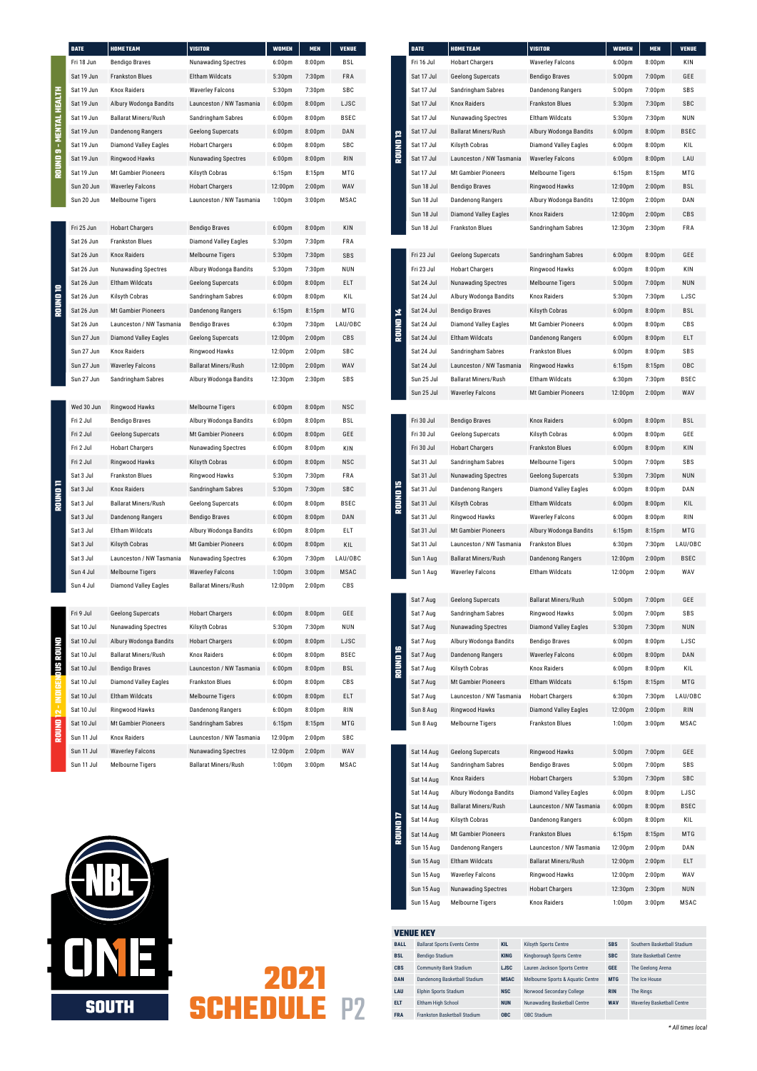# NBL1 SOUTH 2021 SCHEDULE P2

## ROUND 9 - MENTAL HEALTH

| DATE | HOME TEAM | VISITOR | WOMEN | MEN | VENUE |
|---|---|---|---|---|---|
| Fri 18 Jun | Bendigo Braves | Nunawading Spectres | 6:00pm | 8:00pm | BSL |
| Sat 19 Jun | Frankston Blues | Eltham Wildcats | 5:30pm | 7:30pm | FRA |
| Sat 19 Jun | Knox Raiders | Waverley Falcons | 5:30pm | 7:30pm | SBC |
| Sat 19 Jun | Albury Wodonga Bandits | Launceston / NW Tasmania | 6:00pm | 8:00pm | LJSC |
| Sat 19 Jun | Ballarat Miners/Rush | Sandringham Sabres | 6:00pm | 8:00pm | BSEC |
| Sat 19 Jun | Dandenong Rangers | Geelong Supercats | 6:00pm | 8:00pm | DAN |
| Sat 19 Jun | Diamond Valley Eagles | Hobart Chargers | 6:00pm | 8:00pm | SBC |
| Sat 19 Jun | Ringwood Hawks | Nunawading Spectres | 6:00pm | 8:00pm | RIN |
| Sat 19 Jun | Mt Gambier Pioneers | Kilsyth Cobras | 6:15pm | 8:15pm | MTG |
| Sun 20 Jun | Waverley Falcons | Hobart Chargers | 12:00pm | 2:00pm | WAV |
| Sun 20 Jun | Melbourne Tigers | Launceston / NW Tasmania | 1:00pm | 3:00pm | MSAC |

## ROUND 10

| DATE | HOME TEAM | VISITOR | WOMEN | MEN | VENUE |
|---|---|---|---|---|---|
| Fri 25 Jun | Hobart Chargers | Bendigo Braves | 6:00pm | 8:00pm | KIN |
| Sat 26 Jun | Frankston Blues | Diamond Valley Eagles | 5:30pm | 7:30pm | FRA |
| Sat 26 Jun | Knox Raiders | Melbourne Tigers | 5:30pm | 7:30pm | SBS |
| Sat 26 Jun | Nunawading Spectres | Albury Wodonga Bandits | 5:30pm | 7:30pm | NUN |
| Sat 26 Jun | Eltham Wildcats | Geelong Supercats | 6:00pm | 8:00pm | ELT |
| Sat 26 Jun | Kilsyth Cobras | Sandringham Sabres | 6:00pm | 8:00pm | KIL |
| Sat 26 Jun | Mt Gambier Pioneers | Dandenong Rangers | 6:15pm | 8:15pm | MTG |
| Sat 26 Jun | Launceston / NW Tasmania | Bendigo Braves | 6:30pm | 7:30pm | LAU/OBC |
| Sun 27 Jun | Diamond Valley Eagles | Geelong Supercats | 12:00pm | 2:00pm | CBS |
| Sun 27 Jun | Knox Raiders | Ringwood Hawks | 12:00pm | 2:00pm | SBC |
| Sun 27 Jun | Waverley Falcons | Ballarat Miners/Rush | 12:00pm | 2:00pm | WAV |
| Sun 27 Jun | Sandringham Sabres | Albury Wodonga Bandits | 12:30pm | 2:30pm | SBS |

## ROUND 11

| DATE | HOME TEAM | VISITOR | WOMEN | MEN | VENUE |
|---|---|---|---|---|---|
| Wed 30 Jun | Ringwood Hawks | Melbourne Tigers | 6:00pm | 8:00pm | NSC |
| Fri 2 Jul | Bendigo Braves | Albury Wodonga Bandits | 6:00pm | 8:00pm | BSL |
| Fri 2 Jul | Geelong Supercats | Mt Gambier Pioneers | 6:00pm | 8:00pm | GEE |
| Fri 2 Jul | Hobart Chargers | Nunawading Spectres | 6:00pm | 8:00pm | KIN |
| Fri 2 Jul | Ringwood Hawks | Kilsyth Cobras | 6:00pm | 8:00pm | NSC |
| Sat 3 Jul | Frankston Blues | Ringwood Hawks | 5:30pm | 7:30pm | FRA |
| Sat 3 Jul | Knox Raiders | Sandringham Sabres | 5:30pm | 7:30pm | SBC |
| Sat 3 Jul | Ballarat Miners/Rush | Geelong Supercats | 6:00pm | 8:00pm | BSEC |
| Sat 3 Jul | Dandenong Rangers | Bendigo Braves | 6:00pm | 8:00pm | DAN |
| Sat 3 Jul | Eltham Wildcats | Albury Wodonga Bandits | 6:00pm | 8:00pm | ELT |
| Sat 3 Jul | Kilsyth Cobras | Mt Gambier Pioneers | 6:00pm | 8:00pm | KIL |
| Sat 3 Jul | Launceston / NW Tasmania | Nunawading Spectres | 6:30pm | 7:30pm | LAU/OBC |
| Sun 4 Jul | Melbourne Tigers | Waverley Falcons | 1:00pm | 3:00pm | MSAC |
| Sun 4 Jul | Diamond Valley Eagles | Ballarat Miners/Rush | 12:00pm | 2:00pm | CBS |

## ROUND 12 - INDIGENOUS ROUND

| DATE | HOME TEAM | VISITOR | WOMEN | MEN | VENUE |
|---|---|---|---|---|---|
| Fri 9 Jul | Geelong Supercats | Hobart Chargers | 6:00pm | 8:00pm | GEE |
| Sat 10 Jul | Nunawading Spectres | Kilsyth Cobras | 5:30pm | 7:30pm | NUN |
| Sat 10 Jul | Albury Wodonga Bandits | Hobart Chargers | 6:00pm | 8:00pm | LJSC |
| Sat 10 Jul | Ballarat Miners/Rush | Knox Raiders | 6:00pm | 8:00pm | BSEC |
| Sat 10 Jul | Bendigo Braves | Launceston / NW Tasmania | 6:00pm | 8:00pm | BSL |
| Sat 10 Jul | Diamond Valley Eagles | Frankston Blues | 6:00pm | 8:00pm | CBS |
| Sat 10 Jul | Eltham Wildcats | Melbourne Tigers | 6:00pm | 8:00pm | ELT |
| Sat 10 Jul | Ringwood Hawks | Dandenong Rangers | 6:00pm | 8:00pm | RIN |
| Sat 10 Jul | Mt Gambier Pioneers | Sandringham Sabres | 6:15pm | 8:15pm | MTG |
| Sun 11 Jul | Knox Raiders | Launceston / NW Tasmania | 12:00pm | 2:00pm | SBC |
| Sun 11 Jul | Waverley Falcons | Nunawading Spectres | 12:00pm | 2:00pm | WAV |
| Sun 11 Jul | Melbourne Tigers | Ballarat Miners/Rush | 1:00pm | 3:00pm | MSAC |

## ROUND 13

| DATE | HOME TEAM | VISITOR | WOMEN | MEN | VENUE |
|---|---|---|---|---|---|
| Fri 16 Jul | Hobart Chargers | Waverley Falcons | 6:00pm | 8:00pm | KIN |
| Sat 17 Jul | Geelong Supercats | Bendigo Braves | 5:00pm | 7:00pm | GEE |
| Sat 17 Jul | Sandringham Sabres | Dandenong Rangers | 5:00pm | 7:00pm | SBS |
| Sat 17 Jul | Knox Raiders | Frankston Blues | 5:30pm | 7:30pm | SBC |
| Sat 17 Jul | Nunawading Spectres | Eltham Wildcats | 5:30pm | 7:30pm | NUN |
| Sat 17 Jul | Ballarat Miners/Rush | Albury Wodonga Bandits | 6:00pm | 8:00pm | BSEC |
| Sat 17 Jul | Kilsyth Cobras | Diamond Valley Eagles | 6:00pm | 8:00pm | KIL |
| Sat 17 Jul | Launceston / NW Tasmania | Waverley Falcons | 6:00pm | 8:00pm | LAU |
| Sat 17 Jul | Mt Gambier Pioneers | Melbourne Tigers | 6:15pm | 8:15pm | MTG |
| Sun 18 Jul | Bendigo Braves | Ringwood Hawks | 12:00pm | 2:00pm | BSL |
| Sun 18 Jul | Dandenong Rangers | Albury Wodonga Bandits | 12:00pm | 2:00pm | DAN |
| Sun 18 Jul | Diamond Valley Eagles | Knox Raiders | 12:00pm | 2:00pm | CBS |
| Sun 18 Jul | Frankston Blues | Sandringham Sabres | 12:30pm | 2:30pm | FRA |

## ROUND 14

| DATE | HOME TEAM | VISITOR | WOMEN | MEN | VENUE |
|---|---|---|---|---|---|
| Fri 23 Jul | Geelong Supercats | Sandringham Sabres | 6:00pm | 8:00pm | GEE |
| Fri 23 Jul | Hobart Chargers | Ringwood Hawks | 6:00pm | 8:00pm | KIN |
| Sat 24 Jul | Nunawading Spectres | Melbourne Tigers | 5:00pm | 7:00pm | NUN |
| Sat 24 Jul | Albury Wodonga Bandits | Knox Raiders | 5:30pm | 7:30pm | LJSC |
| Sat 24 Jul | Bendigo Braves | Kilsyth Cobras | 6:00pm | 8:00pm | BSL |
| Sat 24 Jul | Diamond Valley Eagles | Mt Gambier Pioneers | 6:00pm | 8:00pm | CBS |
| Sat 24 Jul | Eltham Wildcats | Dandenong Rangers | 6:00pm | 8:00pm | ELT |
| Sat 24 Jul | Sandringham Sabres | Frankston Blues | 6:00pm | 8:00pm | SBS |
| Sat 24 Jul | Launceston / NW Tasmania | Ringwood Hawks | 6:15pm | 8:15pm | OBC |
| Sun 25 Jul | Ballarat Miners/Rush | Eltham Wildcats | 6:30pm | 7:30pm | BSEC |
| Sun 25 Jul | Waverley Falcons | Mt Gambier Pioneers | 12:00pm | 2:00pm | WAV |

## ROUND 15

| DATE | HOME TEAM | VISITOR | WOMEN | MEN | VENUE |
|---|---|---|---|---|---|
| Fri 30 Jul | Bendigo Braves | Knox Raiders | 6:00pm | 8:00pm | BSL |
| Fri 30 Jul | Geelong Supercats | Kilsyth Cobras | 6:00pm | 8:00pm | GEE |
| Fri 30 Jul | Hobart Chargers | Frankston Blues | 6:00pm | 8:00pm | KIN |
| Sat 31 Jul | Sandringham Sabres | Melbourne Tigers | 5:00pm | 7:00pm | SBS |
| Sat 31 Jul | Nunawading Spectres | Geelong Supercats | 5:30pm | 7:30pm | NUN |
| Sat 31 Jul | Dandenong Rangers | Diamond Valley Eagles | 6:00pm | 8:00pm | DAN |
| Sat 31 Jul | Kilsyth Cobras | Eltham Wildcats | 6:00pm | 8:00pm | KIL |
| Sat 31 Jul | Ringwood Hawks | Waverley Falcons | 6:00pm | 8:00pm | RIN |
| Sat 31 Jul | Mt Gambier Pioneers | Albury Wodonga Bandits | 6:15pm | 8:15pm | MTG |
| Sat 31 Jul | Launceston / NW Tasmania | Frankston Blues | 6:30pm | 7:30pm | LAU/OBC |
| Sun 1 Aug | Ballarat Miners/Rush | Dandenong Rangers | 12:00pm | 2:00pm | BSEC |
| Sun 1 Aug | Waverley Falcons | Eltham Wildcats | 12:00pm | 2:00pm | WAV |

## ROUND 16

| DATE | HOME TEAM | VISITOR | WOMEN | MEN | VENUE |
|---|---|---|---|---|---|
| Sat 7 Aug | Geelong Supercats | Ballarat Miners/Rush | 5:00pm | 7:00pm | GEE |
| Sat 7 Aug | Sandringham Sabres | Ringwood Hawks | 5:00pm | 7:00pm | SBS |
| Sat 7 Aug | Nunawading Spectres | Diamond Valley Eagles | 5:30pm | 7:30pm | NUN |
| Sat 7 Aug | Albury Wodonga Bandits | Bendigo Braves | 6:00pm | 8:00pm | LJSC |
| Sat 7 Aug | Dandenong Rangers | Waverley Falcons | 6:00pm | 8:00pm | DAN |
| Sat 7 Aug | Kilsyth Cobras | Knox Raiders | 6:00pm | 8:00pm | KIL |
| Sat 7 Aug | Mt Gambier Pioneers | Eltham Wildcats | 6:15pm | 8:15pm | MTG |
| Sat 7 Aug | Launceston / NW Tasmania | Hobart Chargers | 6:30pm | 7:30pm | LAU/OBC |
| Sun 8 Aug | Ringwood Hawks | Diamond Valley Eagles | 12:00pm | 2:00pm | RIN |
| Sun 8 Aug | Melbourne Tigers | Frankston Blues | 1:00pm | 3:00pm | MSAC |

## ROUND 17

| DATE | HOME TEAM | VISITOR | WOMEN | MEN | VENUE |
|---|---|---|---|---|---|
| Sat 14 Aug | Geelong Supercats | Ringwood Hawks | 5:00pm | 7:00pm | GEE |
| Sat 14 Aug | Sandringham Sabres | Bendigo Braves | 5:00pm | 7:00pm | SBS |
| Sat 14 Aug | Knox Raiders | Hobart Chargers | 5:30pm | 7:30pm | SBC |
| Sat 14 Aug | Albury Wodonga Bandits | Diamond Valley Eagles | 6:00pm | 8:00pm | LJSC |
| Sat 14 Aug | Ballarat Miners/Rush | Launceston / NW Tasmania | 6:00pm | 8:00pm | BSEC |
| Sat 14 Aug | Kilsyth Cobras | Dandenong Rangers | 6:00pm | 8:00pm | KIL |
| Sat 14 Aug | Mt Gambier Pioneers | Frankston Blues | 6:15pm | 8:15pm | MTG |
| Sun 15 Aug | Dandenong Rangers | Launceston / NW Tasmania | 12:00pm | 2:00pm | DAN |
| Sun 15 Aug | Eltham Wildcats | Ballarat Miners/Rush | 12:00pm | 2:00pm | ELT |
| Sun 15 Aug | Waverley Falcons | Ringwood Hawks | 12:00pm | 2:00pm | WAV |
| Sun 15 Aug | Nunawading Spectres | Hobart Chargers | 12:30pm | 2:30pm | NUN |
| Sun 15 Aug | Melbourne Tigers | Knox Raiders | 1:00pm | 3:00pm | MSAC |

## VENUE KEY

| | | | | | |
|---|---|---|---|---|---|
| BALL | Ballarat Sports Events Centre | KIL | Kilsyth Sports Centre | SBS | Southern Basketball Stadium |
| BSL | Bendigo Stadium | KING | Kingborough Sports Centre | SBC | State Basketball Centre |
| CBS | Community Bank Stadium | LJSC | Lauren Jackson Sports Centre | GEE | The Geelong Arena |
| DAN | Dandenong Basketball Stadium | MSAC | Melbourne Sports & Aquatic Centre | MTG | The Ice House |
| LAU | Elphin Sports Stadium | NSC | Norwood Secondary College | RIN | The Rings |
| ELT | Eltham High School | NUN | Nunawading Basketball Centre | WAV | Waverley Basketball Centre |
| FRA | Frankston Basketball Stadium | OBC | OBC Stadium | | |

* All times local